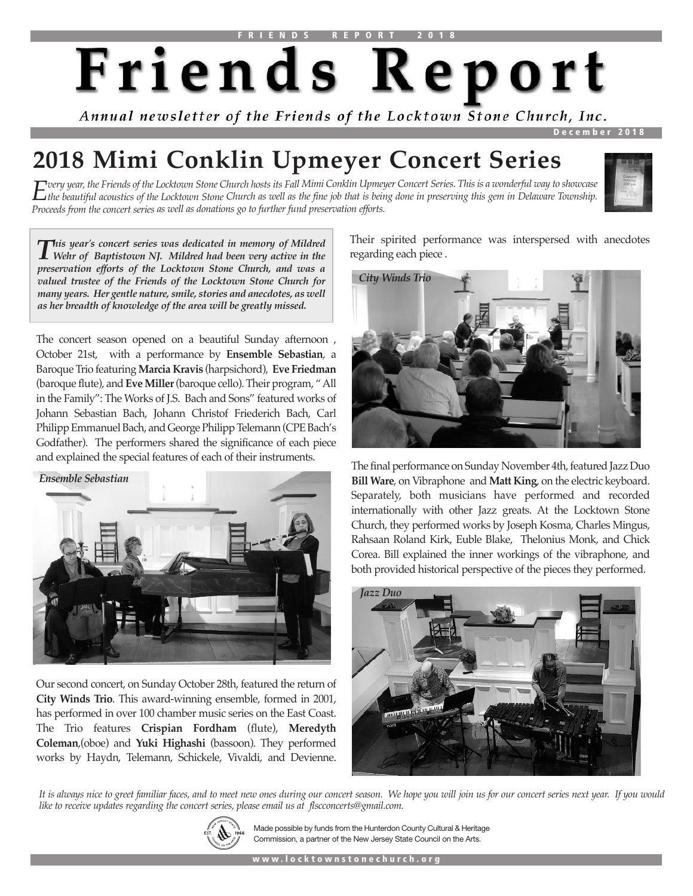# Friends Report

*Annual newsletter of the Friends of the Locktown Stone Church, Inc.*

December 2018

## 2018 Mimi Conklin Upmeyer Concert Series

*Every year, the Friends of the Locktown Stone Church hosts its Fall Mimi Conklin Upmeyer Concert Series. This is a wonderful way to showcase the beautiful acoustics of the Locktown Stone Church as well as the fine job that is being done in preserving this gem in Delaware Township. Proceeds from the concert series as well as donations go to further fund preservation efforts.*

***This year's concert series was dedicated in memory of Mildred Wehr of Baptistown NJ. Mildred had been very active in the preservation efforts of the Locktown Stone Church, and was a valued trustee of the Friends of the Locktown Stone Church for many years. Her gentle nature, smile, stories and anecdotes, as well as her breadth of knowledge of the area will be greatly missed.***

The concert season opened on a beautiful Sunday afternoon , October 21st, with a performance by **Ensemble Sebastian**, a Baroque Trio featuring **Marcia Kravis** (harpsichord), **Eve Friedman** (baroque flute), and **Eve Miller** (baroque cello). Their program, " All in the Family": The Works of J.S. Bach and Sons" featured works of Johann Sebastian Bach, Johann Christof Friederich Bach, Carl Philipp Emmanuel Bach, and George Philipp Telemann (CPE Bach's Godfather). The performers shared the significance of each piece and explained the special features of each of their instruments.

*Ensemble Sebastian*

Our second concert, on Sunday October 28th, featured the return of **City Winds Trio**. This award-winning ensemble, formed in 2001, has performed in over 100 chamber music series on the East Coast. The Trio features **Crispian Fordham** (flute), **Meredyth Coleman**,(oboe) and **Yuki Highashi** (bassoon). They performed works by Haydn, Telemann, Schickele, Vivaldi, and Devienne. Their spirited performance was interspersed with anecdotes regarding each piece .

*City Winds Trio*

The final performance on Sunday November 4th, featured Jazz Duo **Bill Ware**, on Vibraphone and **Matt King**, on the electric keyboard. Separately, both musicians have performed and recorded internationally with other Jazz greats. At the Locktown Stone Church, they performed works by Joseph Kosma, Charles Mingus, Rahsaan Roland Kirk, Euble Blake, Thelonious Monk, and Chick Corea. Bill explained the inner workings of the vibraphone, and both provided historical perspective of the pieces they performed.

*Jazz Duo*

*It is always nice to greet familiar faces, and to meet new ones during our concert season. We hope you will join us for our concert series next year. If you would like to receive updates regarding the concert series, please email us at flscconcerts@gmail.com.*

Made possible by funds from the Hunterdon County Cultural & Heritage Commission, a partner of the New Jersey State Council on the Arts.

www.locktownstonechurch.org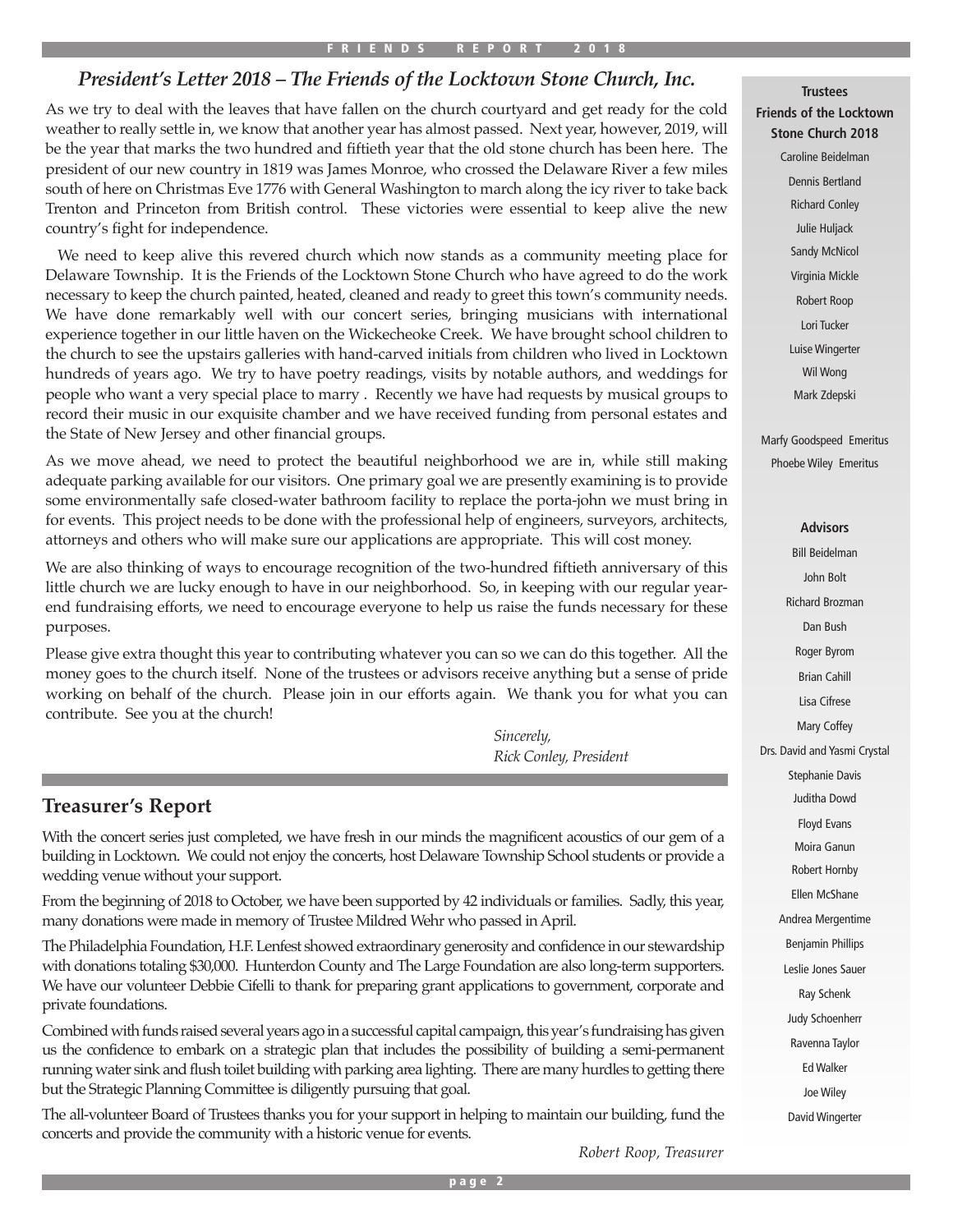## *President's Letter 2018 – The Friends of the Locktown Stone Church, Inc.*

As we try to deal with the leaves that have fallen on the church courtyard and get ready for the cold weather to really settle in, we know that another year has almost passed. Next year, however, 2019, will be the year that marks the two hundred and fiftieth year that the old stone church has been here. The president of our new country in 1819 was James Monroe, who crossed the Delaware River a few miles south of here on Christmas Eve 1776 with General Washington to march along the icy river to take back Trenton and Princeton from British control. These victories were essential to keep alive the new country's fight for independence.

We need to keep alive this revered church which now stands as a community meeting place for Delaware Township. It is the Friends of the Locktown Stone Church who have agreed to do the work necessary to keep the church painted, heated, cleaned and ready to greet this town's community needs. We have done remarkably well with our concert series, bringing musicians with international experience together in our little haven on the Wickecheoke Creek. We have brought school children to the church to see the upstairs galleries with hand-carved initials from children who lived in Locktown hundreds of years ago. We try to have poetry readings, visits by notable authors, and weddings for people who want a very special place to marry . Recently we have had requests by musical groups to record their music in our exquisite chamber and we have received funding from personal estates and the State of New Jersey and other financial groups.

As we move ahead, we need to protect the beautiful neighborhood we are in, while still making adequate parking available for our visitors. One primary goal we are presently examining is to provide some environmentally safe closed-water bathroom facility to replace the porta-john we must bring in for events. This project needs to be done with the professional help of engineers, surveyors, architects, attorneys and others who will make sure our applications are appropriate. This will cost money.

We are also thinking of ways to encourage recognition of the two-hundred fiftieth anniversary of this little church we are lucky enough to have in our neighborhood. So, in keeping with our regular year-end fundraising efforts, we need to encourage everyone to help us raise the funds necessary for these purposes.

Please give extra thought this year to contributing whatever you can so we can do this together. All the money goes to the church itself. None of the trustees or advisors receive anything but a sense of pride working on behalf of the church. Please join in our efforts again. We thank you for what you can contribute. See you at the church!

*Sincerely,*
*Rick Conley, President*

## Treasurer's Report

With the concert series just completed, we have fresh in our minds the magnificent acoustics of our gem of a building in Locktown. We could not enjoy the concerts, host Delaware Township School students or provide a wedding venue without your support.

From the beginning of 2018 to October, we have been supported by 42 individuals or families. Sadly, this year, many donations were made in memory of Trustee Mildred Wehr who passed in April.

The Philadelphia Foundation, H.F. Lenfest showed extraordinary generosity and confidence in our stewardship with donations totaling $30,000. Hunterdon County and The Large Foundation are also long-term supporters. We have our volunteer Debbie Cifelli to thank for preparing grant applications to government, corporate and private foundations.

Combined with funds raised several years ago in a successful capital campaign, this year's fundraising has given us the confidence to embark on a strategic plan that includes the possibility of building a semi-permanent running water sink and flush toilet building with parking area lighting. There are many hurdles to getting there but the Strategic Planning Committee is diligently pursuing that goal.

The all-volunteer Board of Trustees thanks you for your support in helping to maintain our building, fund the concerts and provide the community with a historic venue for events.

*Robert Roop, Treasurer*

**Trustees**
**Friends of the Locktown Stone Church 2018**

Caroline Beidelman
Dennis Bertland
Richard Conley
Julie Huljack
Sandy McNicol
Virginia Mickle
Robert Roop
Lori Tucker
Luise Wingerter
Wil Wong
Mark Zdepski

Marfy Goodspeed Emeritus
Phoebe Wiley Emeritus

**Advisors**

Bill Beidelman
John Bolt
Richard Brozman
Dan Bush
Roger Byrom
Brian Cahill
Lisa Cifrese
Mary Coffey
Drs. David and Yasmi Crystal
Stephanie Davis
Juditha Dowd
Floyd Evans
Moira Ganun
Robert Hornby
Ellen McShane
Andrea Mergentime
Benjamin Phillips
Leslie Jones Sauer
Ray Schenk
Judy Schoenherr
Ravenna Taylor
Ed Walker
Joe Wiley
David Wingerter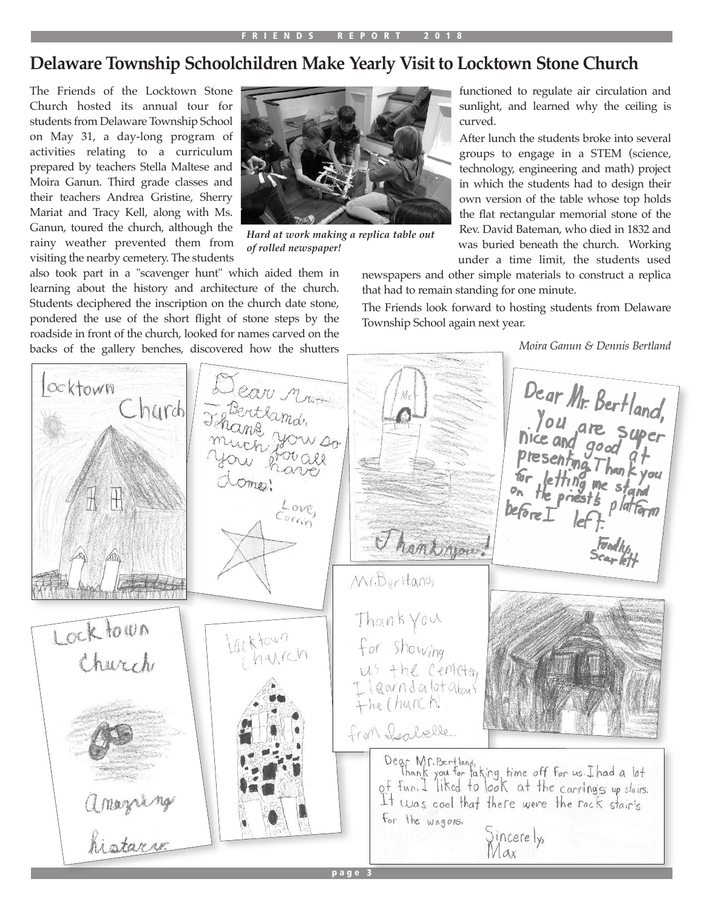# Delaware Township Schoolchildren Make Yearly Visit to Locktown Stone Church

The Friends of the Locktown Stone Church hosted its annual tour for students from Delaware Township School on May 31, a day-long program of activities relating to a curriculum prepared by teachers Stella Maltese and Moira Ganun. Third grade classes and their teachers Andrea Gristine, Sherry Mariat and Tracy Kell, along with Ms. Ganun, toured the church, although the rainy weather prevented them from visiting the nearby cemetery. The students also took part in a "scavenger hunt" which aided them in learning about the history and architecture of the church. Students deciphered the inscription on the church date stone, pondered the use of the short flight of stone steps by the roadside in front of the church, looked for names carved on the backs of the gallery benches, discovered how the shutters functioned to regulate air circulation and sunlight, and learned why the ceiling is curved.

*Hard at work making a replica table out of rolled newspaper!*

After lunch the students broke into several groups to engage in a STEM (science, technology, engineering and math) project in which the students had to design their own version of the table whose top holds the flat rectangular memorial stone of the Rev. David Bateman, who died in 1832 and was buried beneath the church. Working under a time limit, the students used newspapers and other simple materials to construct a replica that had to remain standing for one minute.

The Friends look forward to hosting students from Delaware Township School again next year.

*Moira Ganun & Dennis Bertland*

Locktown Church

Dear Mr. Bertland, Thank you so much for all you have done! Love, Corinn

Me — Thank you!

Dear Mr. Bertland, You are super nice and good at presenting. Thank you for letting me stand on the priest's platform before I left. Fondly, Scarlett

Locktown Church Amazing history

Locktown Church

Mr. Bertland, Thank you for showing us the cemetary. I learnd a lot about the church. from Isabelle.

Dear Mr. Bertland, Thank you for taking time off for us. I had a lot of fun. I liked to look at the carrings up stairs. It was cool that there were the rock stair's for the wagons. Sincerely, Max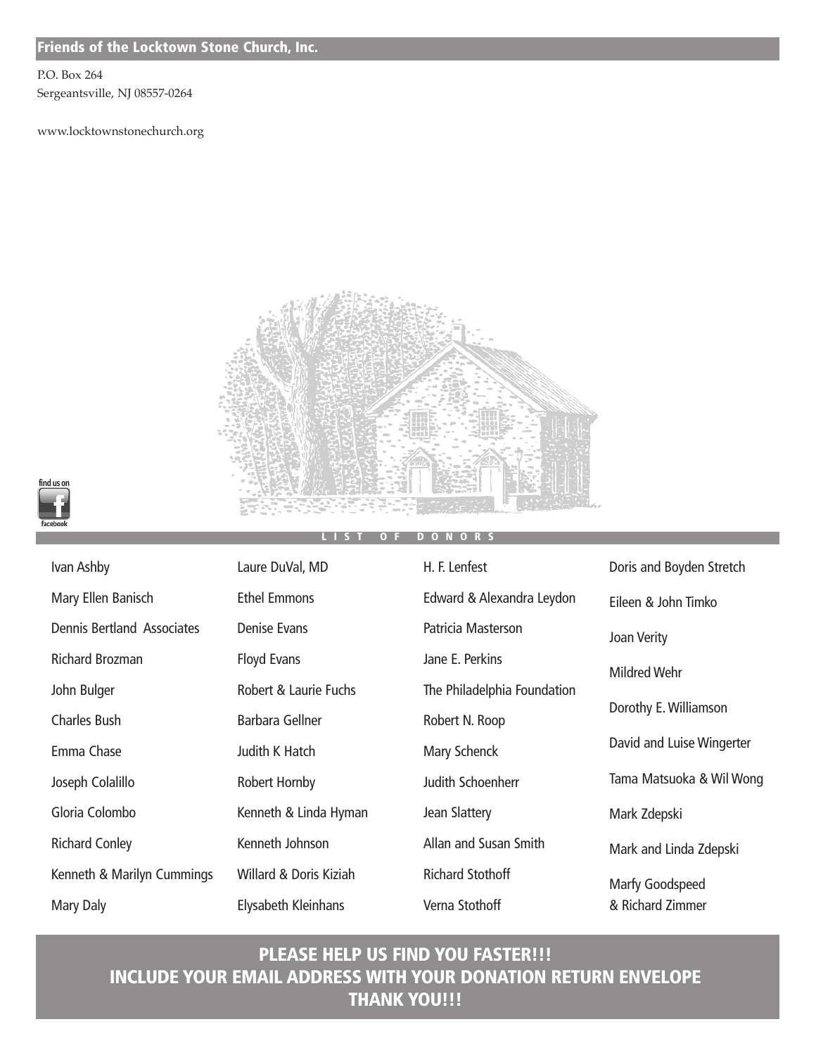## Friends of the Locktown Stone Church, Inc.

P.O. Box 264
Sergeantsville, NJ 08557-0264

www.locktownstonechurch.org

find us on facebook

## LIST OF DONORS

Ivan Ashby
Mary Ellen Banisch
Dennis Bertland Associates
Richard Brozman
John Bulger
Charles Bush
Emma Chase
Joseph Colalillo
Gloria Colombo
Richard Conley
Kenneth & Marilyn Cummings
Mary Daly
Laure DuVal, MD
Ethel Emmons
Denise Evans
Floyd Evans
Robert & Laurie Fuchs
Barbara Gellner
Judith K Hatch
Robert Hornby
Kenneth & Linda Hyman
Kenneth Johnson
Willard & Doris Kiziah
Elysabeth Kleinhans
H. F. Lenfest
Edward & Alexandra Leydon
Patricia Masterson
Jane E. Perkins
The Philadelphia Foundation
Robert N. Roop
Mary Schenck
Judith Schoenherr
Jean Slattery
Allan and Susan Smith
Richard Stothoff
Verna Stothoff
Doris and Boyden Stretch
Eileen & John Timko
Joan Verity
Mildred Wehr
Dorothy E. Williamson
David and Luise Wingerter
Tama Matsuoka & Wil Wong
Mark Zdepski
Mark and Linda Zdepski
Marfy Goodspeed & Richard Zimmer

**PLEASE HELP US FIND YOU FASTER!!!**
**INCLUDE YOUR EMAIL ADDRESS WITH YOUR DONATION RETURN ENVELOPE**
**THANK YOU!!!**